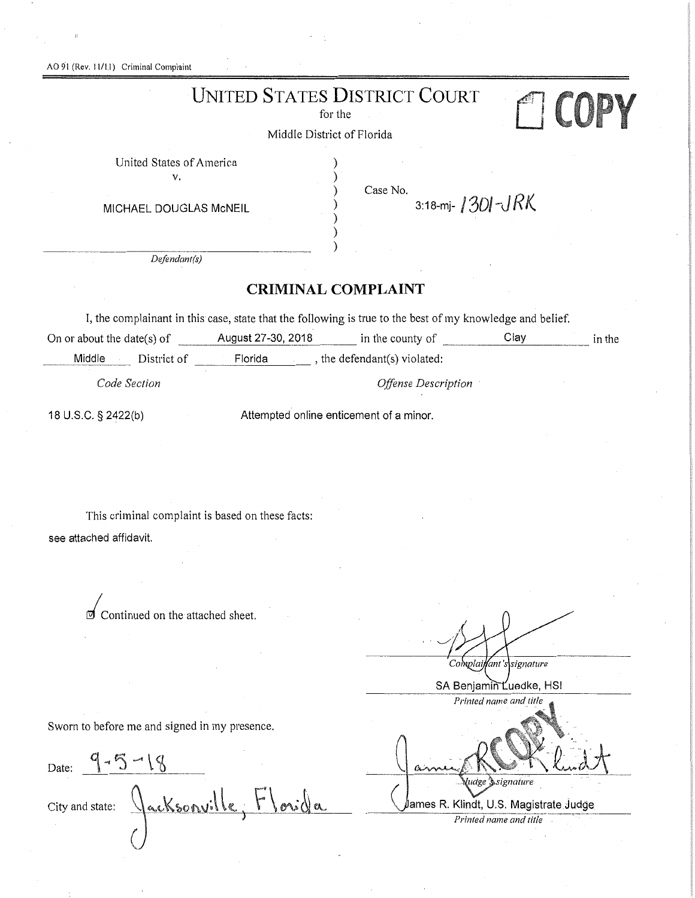AO 91 (Rev. 11/11) Criminal Complaint

# UNITED STATES DISTRICT COURT

for the

Middle District of Florida

COPY

United States of America
v.

MICHAEL DOUGLAS McNEIL

*Defendant(s)*

Case No. 3:18-mj- 1301-JRK

## CRIMINAL COMPLAINT

I, the complainant in this case, state that the following is true to the best of my knowledge and belief.

On or about the date(s) of August 27-30, 2018 in the county of Clay in the Middle District of Florida, the defendant(s) violated:

| *Code Section* | *Offense Description* |
| --- | --- |
| 18 U.S.C. § 2422(b) | Attempted online enticement of a minor. |

This criminal complaint is based on these facts:

see attached affidavit.

☑ Continued on the attached sheet.

*Complainant's signature*

SA Benjamin Luedke, HSI

*Printed name and title*

Sworn to before me and signed in my presence.

Date: 9-5-18

*Judge's signature*

City and state: Jacksonville, Florida

James R. Klindt, U.S. Magistrate Judge

*Printed name and title*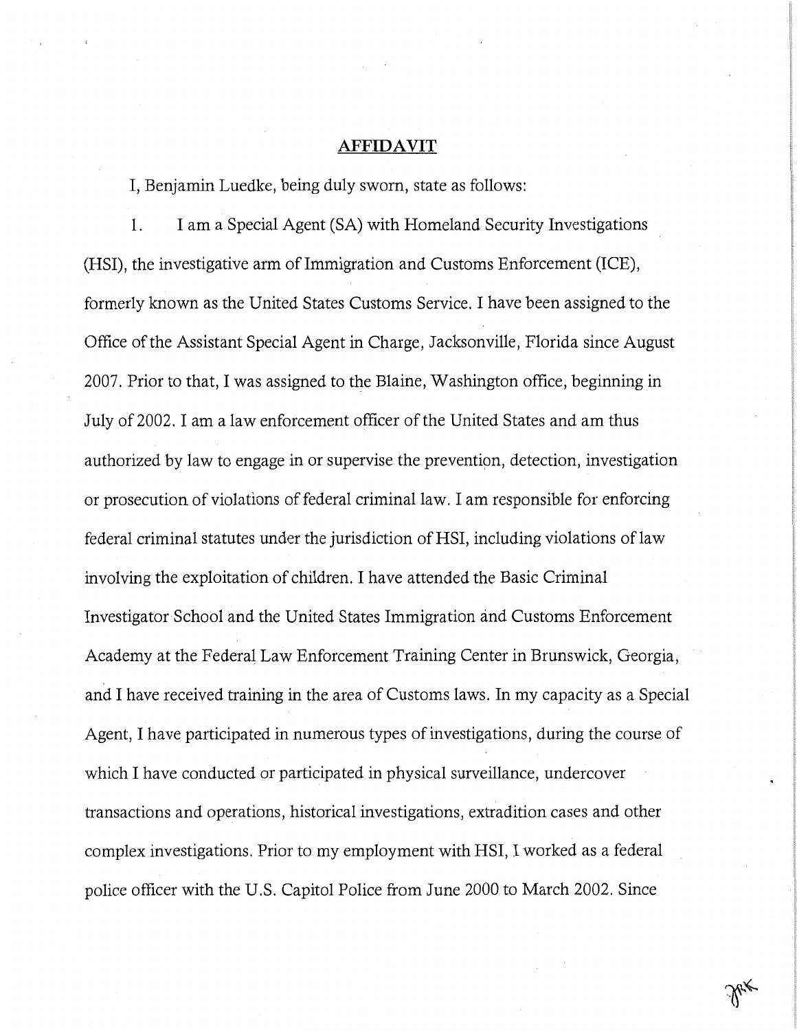## AFFIDAVIT

I, Benjamin Luedke, being duly sworn, state as follows:

1. I am a Special Agent (SA) with Homeland Security Investigations (HSI), the investigative arm of Immigration and Customs Enforcement (ICE), formerly known as the United States Customs Service. I have been assigned to the Office of the Assistant Special Agent in Charge, Jacksonville, Florida since August 2007. Prior to that, I was assigned to the Blaine, Washington office, beginning in July of 2002. I am a law enforcement officer of the United States and am thus authorized by law to engage in or supervise the prevention, detection, investigation or prosecution of violations of federal criminal law. I am responsible for enforcing federal criminal statutes under the jurisdiction of HSI, including violations of law involving the exploitation of children. I have attended the Basic Criminal Investigator School and the United States Immigration and Customs Enforcement Academy at the Federal Law Enforcement Training Center in Brunswick, Georgia, and I have received training in the area of Customs laws. In my capacity as a Special Agent, I have participated in numerous types of investigations, during the course of which I have conducted or participated in physical surveillance, undercover transactions and operations, historical investigations, extradition cases and other complex investigations. Prior to my employment with HSI, I worked as a federal police officer with the U.S. Capitol Police from June 2000 to March 2002. Since

JRK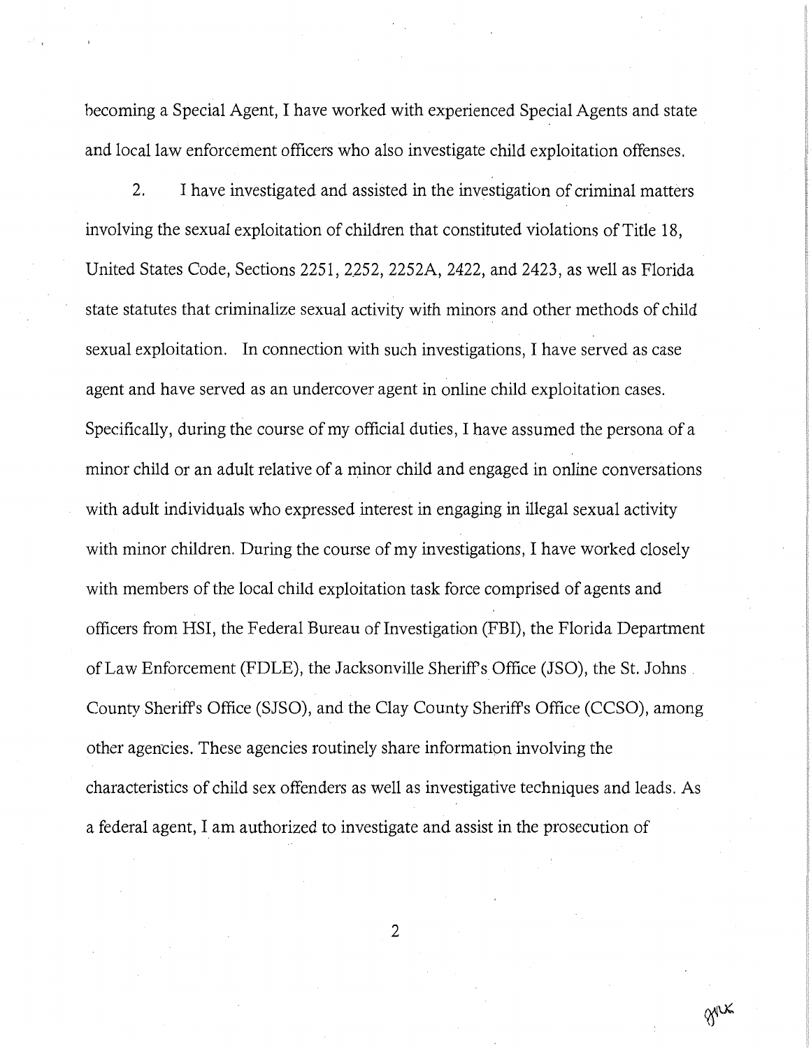becoming a Special Agent, I have worked with experienced Special Agents and state and local law enforcement officers who also investigate child exploitation offenses.

2. I have investigated and assisted in the investigation of criminal matters involving the sexual exploitation of children that constituted violations of Title 18, United States Code, Sections 2251, 2252, 2252A, 2422, and 2423, as well as Florida state statutes that criminalize sexual activity with minors and other methods of child sexual exploitation. In connection with such investigations, I have served as case agent and have served as an undercover agent in online child exploitation cases. Specifically, during the course of my official duties, I have assumed the persona of a minor child or an adult relative of a minor child and engaged in online conversations with adult individuals who expressed interest in engaging in illegal sexual activity with minor children. During the course of my investigations, I have worked closely with members of the local child exploitation task force comprised of agents and officers from HSI, the Federal Bureau of Investigation (FBI), the Florida Department of Law Enforcement (FDLE), the Jacksonville Sheriff's Office (JSO), the St. Johns County Sheriff's Office (SJSO), and the Clay County Sheriff's Office (CCSO), among other agencies. These agencies routinely share information involving the characteristics of child sex offenders as well as investigative techniques and leads. As a federal agent, I am authorized to investigate and assist in the prosecution of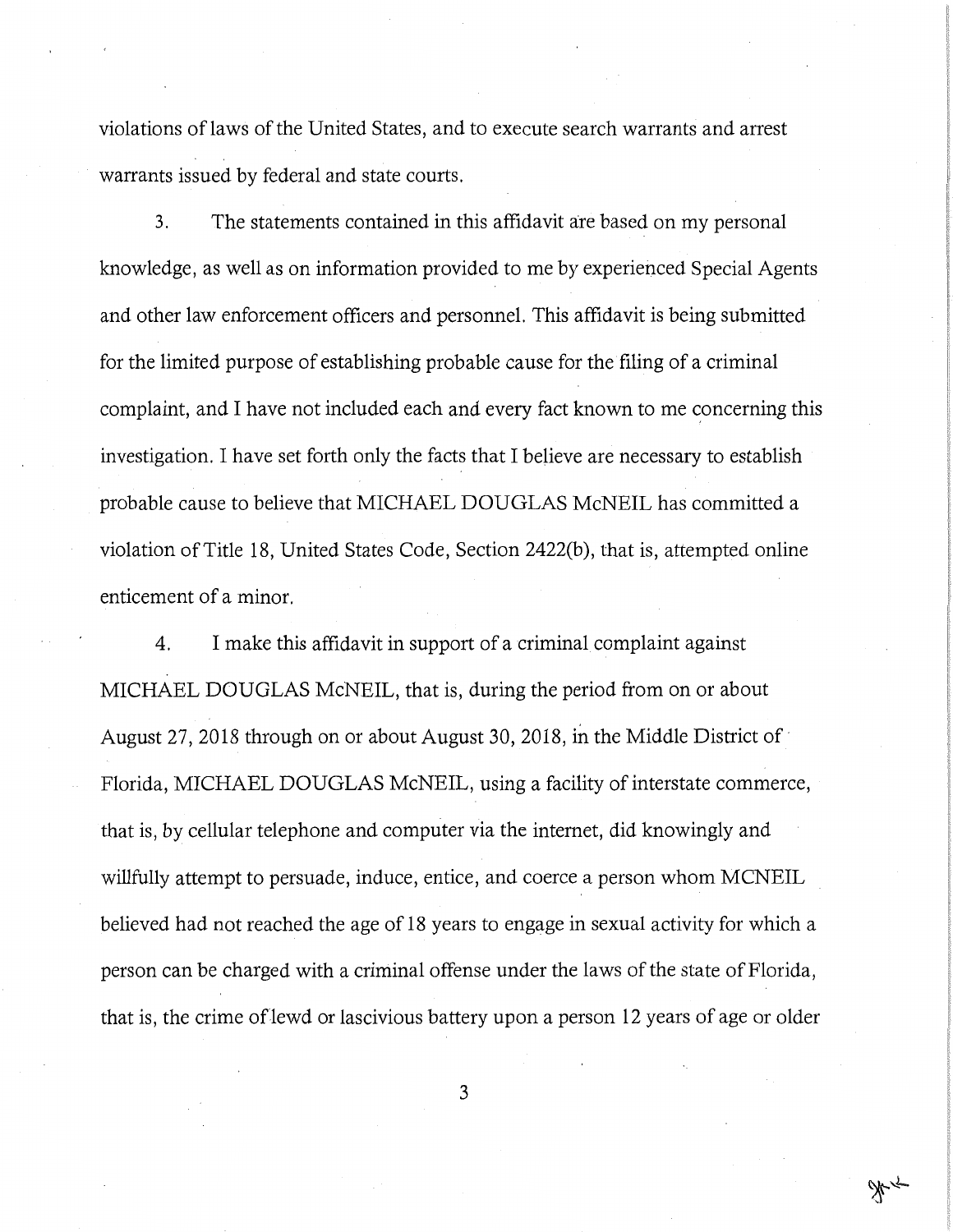violations of laws of the United States, and to execute search warrants and arrest warrants issued by federal and state courts.

3. The statements contained in this affidavit are based on my personal knowledge, as well as on information provided to me by experienced Special Agents and other law enforcement officers and personnel. This affidavit is being submitted for the limited purpose of establishing probable cause for the filing of a criminal complaint, and I have not included each and every fact known to me concerning this investigation. I have set forth only the facts that I believe are necessary to establish probable cause to believe that MICHAEL DOUGLAS McNEIL has committed a violation of Title 18, United States Code, Section 2422(b), that is, attempted online enticement of a minor.

4. I make this affidavit in support of a criminal complaint against MICHAEL DOUGLAS McNEIL, that is, during the period from on or about August 27, 2018 through on or about August 30, 2018, in the Middle District of Florida, MICHAEL DOUGLAS McNEIL, using a facility of interstate commerce, that is, by cellular telephone and computer via the internet, did knowingly and willfully attempt to persuade, induce, entice, and coerce a person whom MCNEIL believed had not reached the age of 18 years to engage in sexual activity for which a person can be charged with a criminal offense under the laws of the state of Florida, that is, the crime of lewd or lascivious battery upon a person 12 years of age or older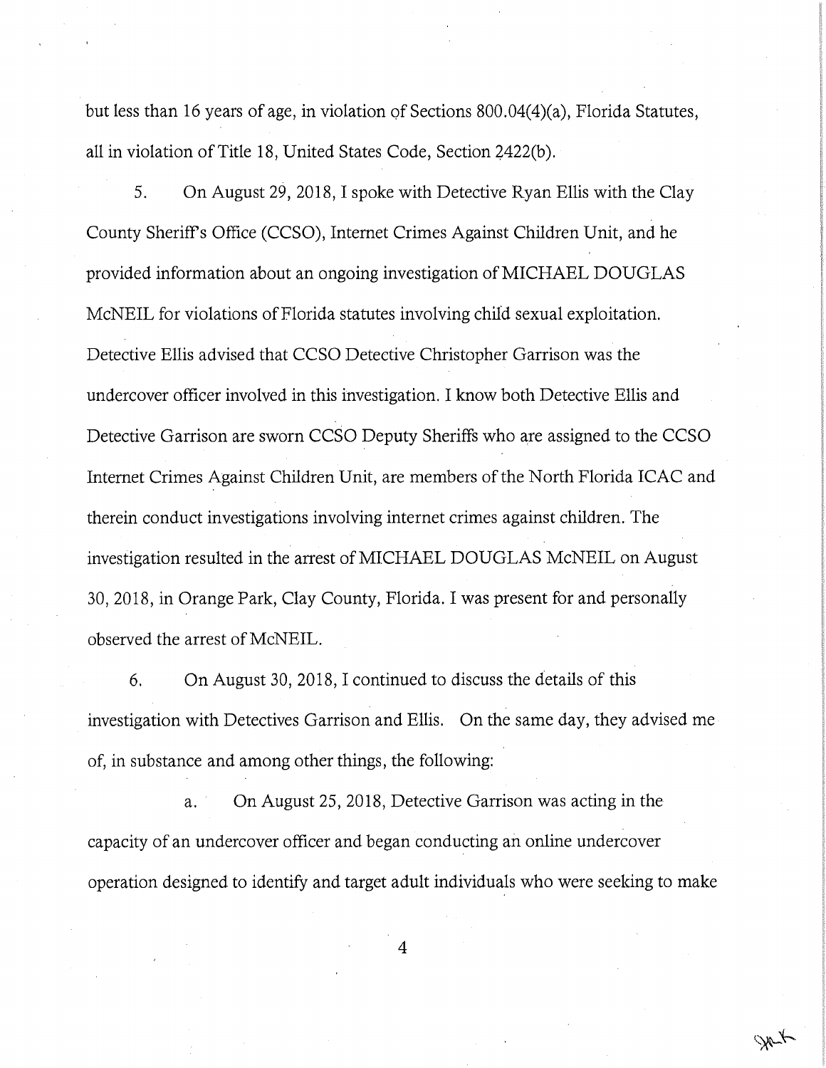but less than 16 years of age, in violation of Sections 800.04(4)(a), Florida Statutes, all in violation of Title 18, United States Code, Section 2422(b).

5. On August 29, 2018, I spoke with Detective Ryan Ellis with the Clay County Sheriff's Office (CCSO), Internet Crimes Against Children Unit, and he provided information about an ongoing investigation of MICHAEL DOUGLAS McNEIL for violations of Florida statutes involving child sexual exploitation. Detective Ellis advised that CCSO Detective Christopher Garrison was the undercover officer involved in this investigation. I know both Detective Ellis and Detective Garrison are sworn CCSO Deputy Sheriffs who are assigned to the CCSO Internet Crimes Against Children Unit, are members of the North Florida ICAC and therein conduct investigations involving internet crimes against children. The investigation resulted in the arrest of MICHAEL DOUGLAS McNEIL on August 30, 2018, in Orange Park, Clay County, Florida. I was present for and personally observed the arrest of McNEIL.

6. On August 30, 2018, I continued to discuss the details of this investigation with Detectives Garrison and Ellis. On the same day, they advised me of, in substance and among other things, the following:

a. On August 25, 2018, Detective Garrison was acting in the capacity of an undercover officer and began conducting an online undercover operation designed to identify and target adult individuals who were seeking to make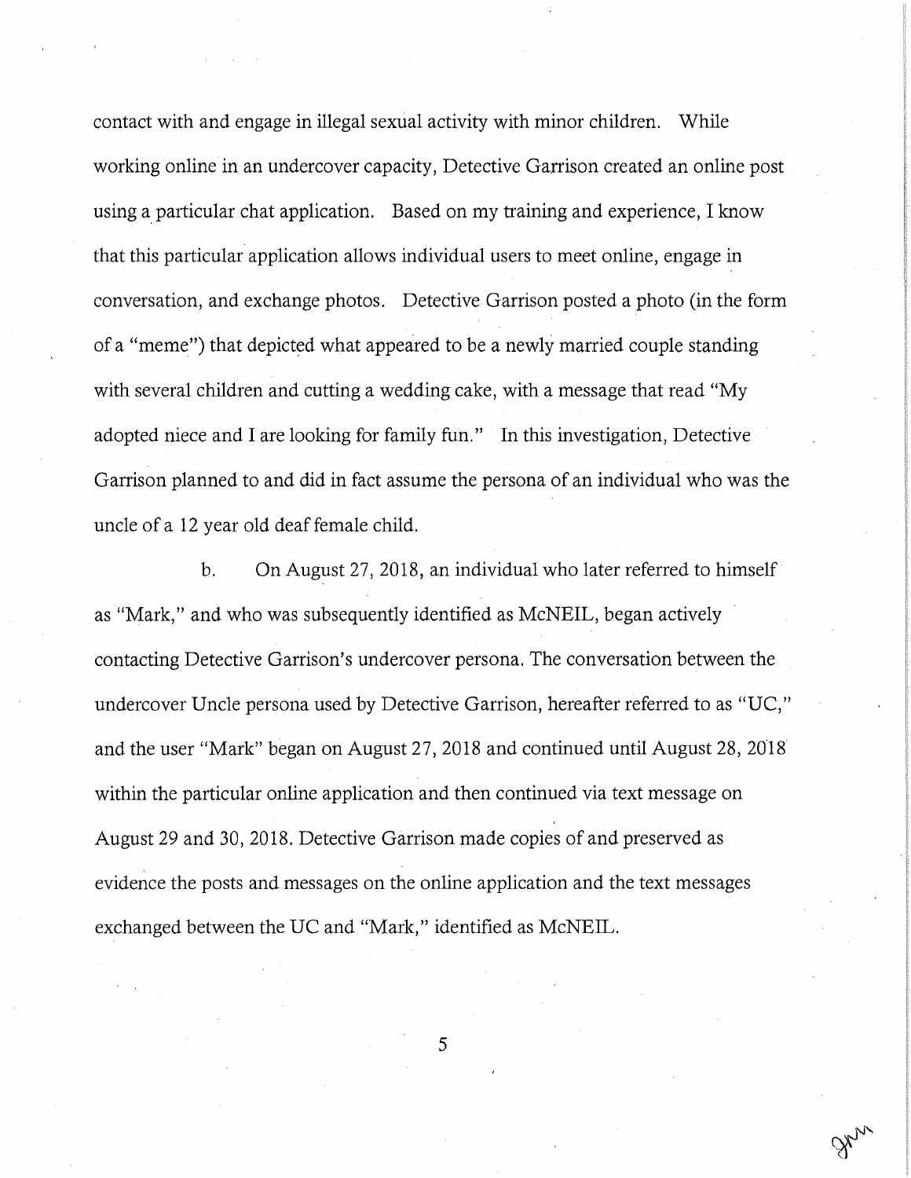contact with and engage in illegal sexual activity with minor children. While working online in an undercover capacity, Detective Garrison created an online post using a particular chat application. Based on my training and experience, I know that this particular application allows individual users to meet online, engage in conversation, and exchange photos. Detective Garrison posted a photo (in the form of a "meme") that depicted what appeared to be a newly married couple standing with several children and cutting a wedding cake, with a message that read "My adopted niece and I are looking for family fun." In this investigation, Detective Garrison planned to and did in fact assume the persona of an individual who was the uncle of a 12 year old deaf female child.

b. On August 27, 2018, an individual who later referred to himself as "Mark," and who was subsequently identified as McNEIL, began actively contacting Detective Garrison's undercover persona. The conversation between the undercover Uncle persona used by Detective Garrison, hereafter referred to as "UC," and the user "Mark" began on August 27, 2018 and continued until August 28, 2018 within the particular online application and then continued via text message on August 29 and 30, 2018. Detective Garrison made copies of and preserved as evidence the posts and messages on the online application and the text messages exchanged between the UC and "Mark," identified as McNEIL.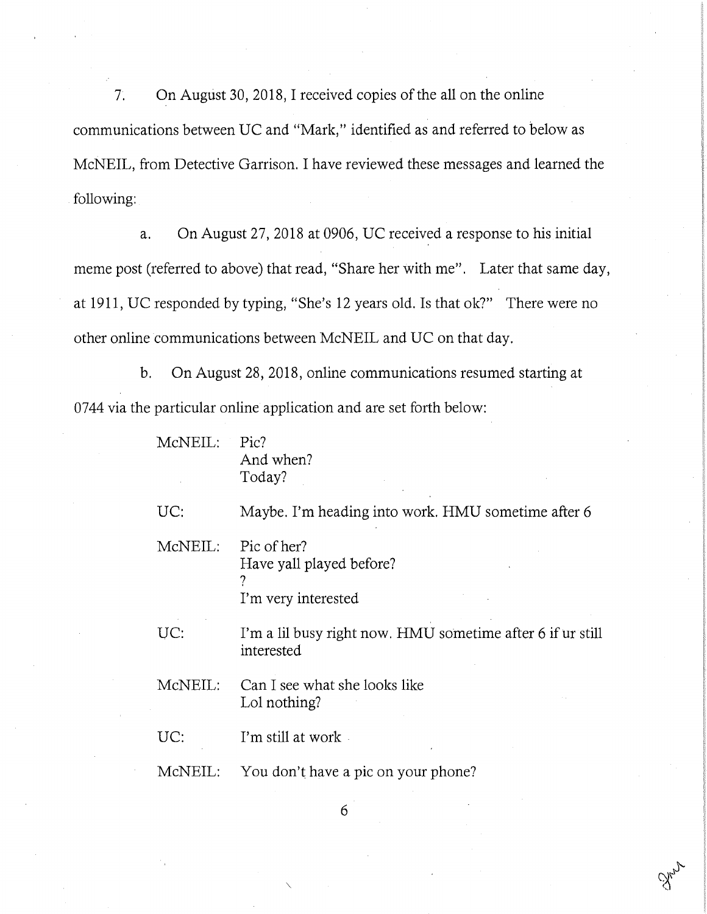7. On August 30, 2018, I received copies of the all on the online communications between UC and "Mark," identified as and referred to below as McNEIL, from Detective Garrison. I have reviewed these messages and learned the following:

a. On August 27, 2018 at 0906, UC received a response to his initial meme post (referred to above) that read, "Share her with me". Later that same day, at 1911, UC responded by typing, "She's 12 years old. Is that ok?" There were no other online communications between McNEIL and UC on that day.

b. On August 28, 2018, online communications resumed starting at 0744 via the particular online application and are set forth below:

McNEIL: Pic?
And when?
Today?

UC: Maybe. I'm heading into work. HMU sometime after 6

McNEIL: Pic of her?
Have yall played before?
?
I'm very interested

UC: I'm a lil busy right now. HMU sometime after 6 if ur still interested

McNEIL: Can I see what she looks like
Lol nothing?

UC: I'm still at work

McNEIL: You don't have a pic on your phone?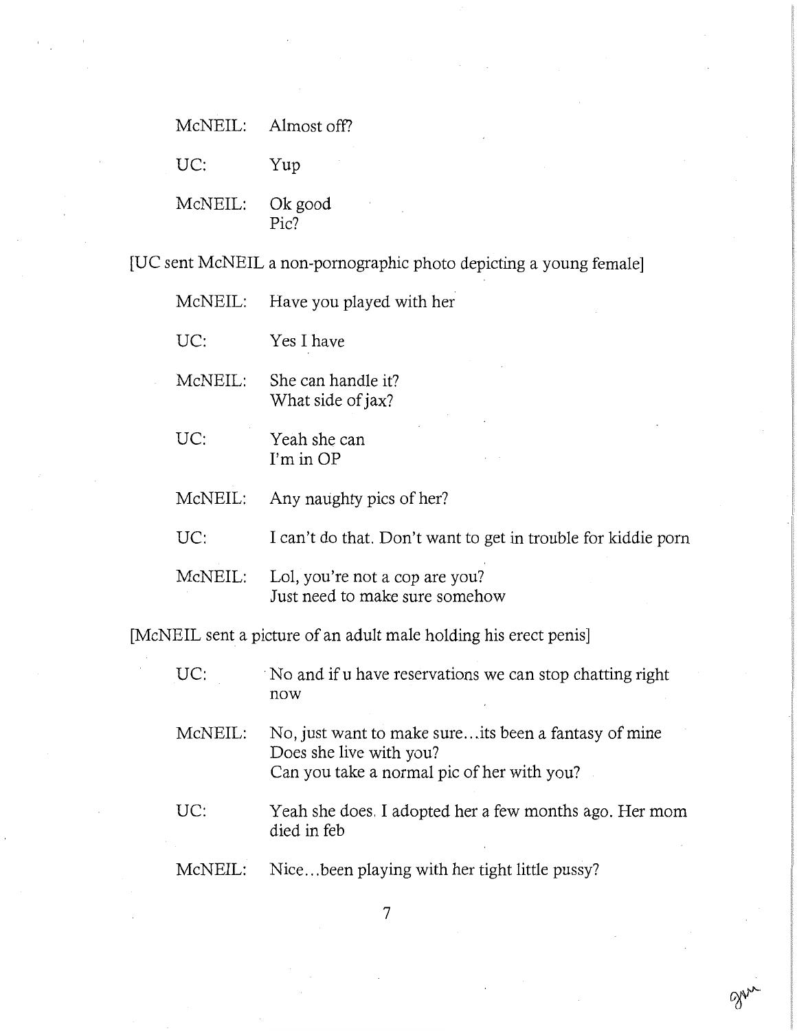McNEIL: Almost off?

UC: Yup

McNEIL: Ok good
Pic?

[UC sent McNEIL a non-pornographic photo depicting a young female]

McNEIL: Have you played with her

UC: Yes I have

McNEIL: She can handle it?
What side of jax?

UC: Yeah she can
I'm in OP

McNEIL: Any naughty pics of her?

UC: I can't do that. Don't want to get in trouble for kiddie porn

McNEIL: Lol, you're not a cop are you?
Just need to make sure somehow

[McNEIL sent a picture of an adult male holding his erect penis]

UC: No and if u have reservations we can stop chatting right now

McNEIL: No, just want to make sure...its been a fantasy of mine
Does she live with you?
Can you take a normal pic of her with you?

UC: Yeah she does. I adopted her a few months ago. Her mom died in feb

McNEIL: Nice...been playing with her tight little pussy?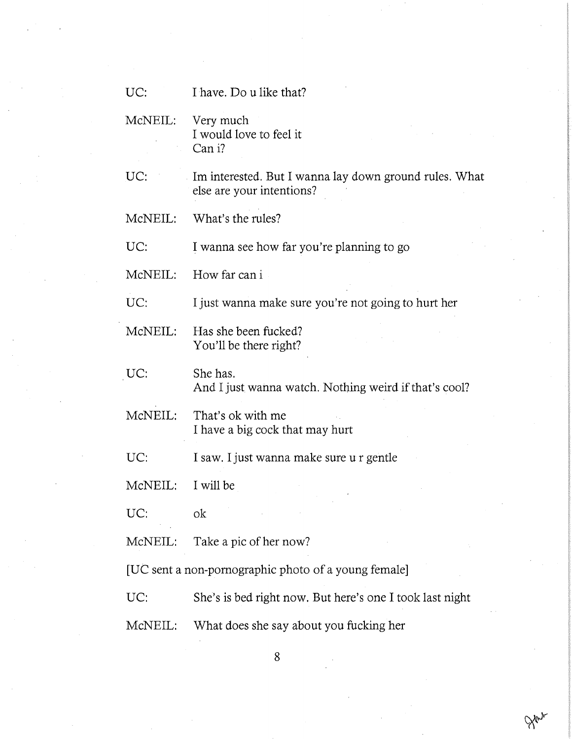| | |
|---|---|
| UC: | I have. Do u like that? |
| McNEIL: | Very much<br>I would love to feel it<br>Can i? |
| UC: | Im interested. But I wanna lay down ground rules. What else are your intentions? |
| McNEIL: | What's the rules? |
| UC: | I wanna see how far you're planning to go |
| McNEIL: | How far can i |
| UC: | I just wanna make sure you're not going to hurt her |
| McNEIL: | Has she been fucked?<br>You'll be there right? |
| UC: | She has.<br>And I just wanna watch. Nothing weird if that's cool? |
| McNEIL: | That's ok with me<br>I have a big cock that may hurt |
| UC: | I saw. I just wanna make sure u r gentle |
| McNEIL: | I will be |
| UC: | ok |
| McNEIL: | Take a pic of her now? |

[UC sent a non-pornographic photo of a young female]

| | |
|---|---|
| UC: | She's is bed right now. But here's one I took last night |
| McNEIL: | What does she say about you fucking her |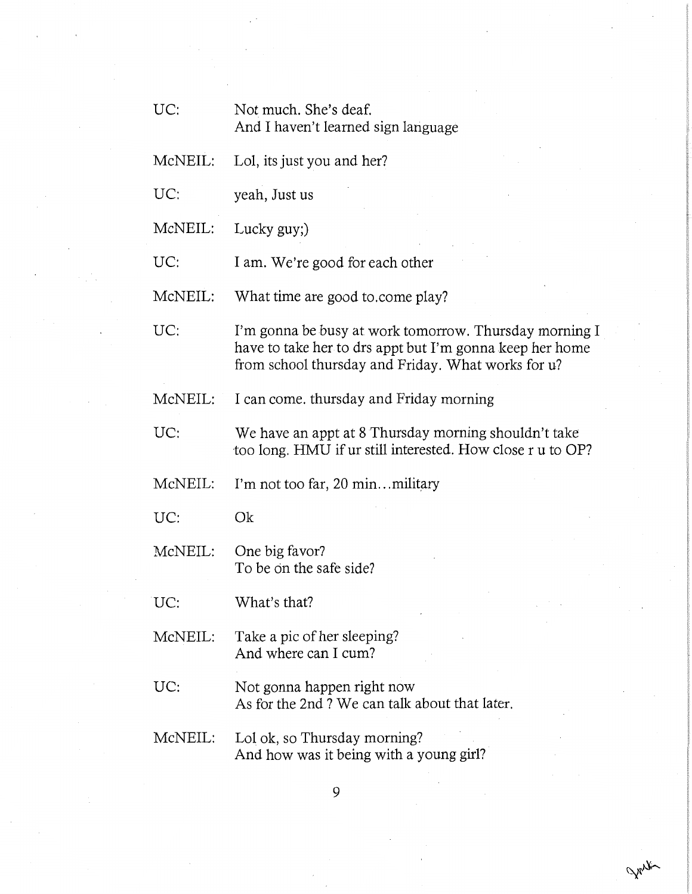UC: Not much. She's deaf.
And I haven't learned sign language

McNEIL: Lol, its just you and her?

UC: yeah, Just us

McNEIL: Lucky guy;)

UC: I am. We're good for each other

McNEIL: What time are good to.come play?

UC: I'm gonna be busy at work tomorrow. Thursday morning I have to take her to drs appt but I'm gonna keep her home from school thursday and Friday. What works for u?

McNEIL: I can come. thursday and Friday morning

UC: We have an appt at 8 Thursday morning shouldn't take too long. HMU if ur still interested. How close r u to OP?

McNEIL: I'm not too far, 20 min…military

UC: Ok

McNEIL: One big favor?
To be on the safe side?

UC: What's that?

McNEIL: Take a pic of her sleeping?
And where can I cum?

UC: Not gonna happen right now
As for the 2nd ? We can talk about that later.

McNEIL: Lol ok, so Thursday morning?
And how was it being with a young girl?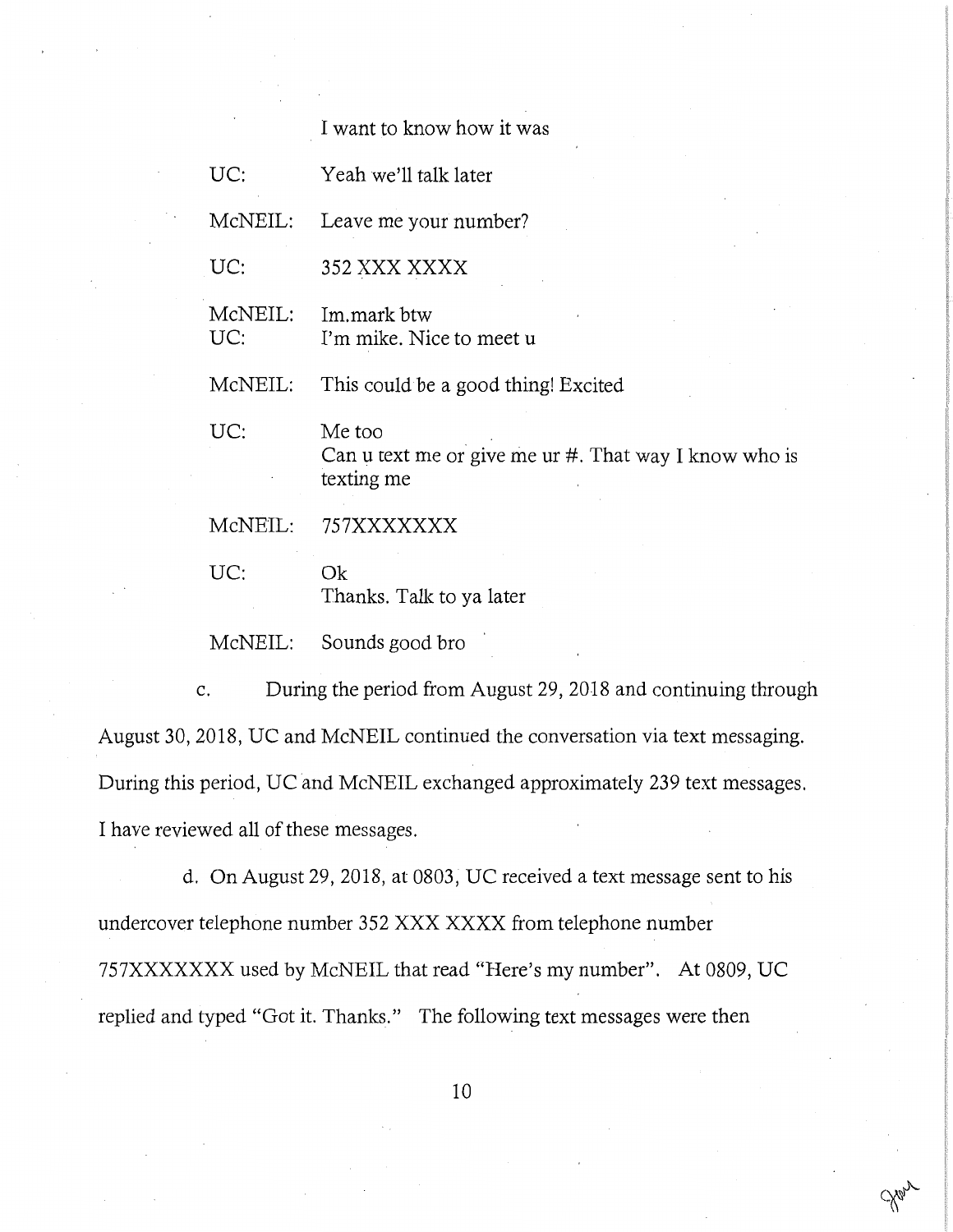I want to know how it was

| | |
|---|---|
| UC: | Yeah we'll talk later |
| McNEIL: | Leave me your number? |
| UC: | 352 XXX XXXX |
| McNEIL: | Im.mark btw |
| UC: | I'm mike. Nice to meet u |
| McNEIL: | This could be a good thing! Excited |
| UC: | Me too<br>Can u text me or give me ur #. That way I know who is texting me |
| McNEIL: | 757XXXXXXX |
| UC: | Ok<br>Thanks. Talk to ya later |
| McNEIL: | Sounds good bro |

c. During the period from August 29, 2018 and continuing through August 30, 2018, UC and McNEIL continued the conversation via text messaging. During this period, UC and McNEIL exchanged approximately 239 text messages. I have reviewed all of these messages.

d. On August 29, 2018, at 0803, UC received a text message sent to his undercover telephone number 352 XXX XXXX from telephone number 757XXXXXXX used by McNEIL that read "Here's my number". At 0809, UC replied and typed "Got it. Thanks." The following text messages were then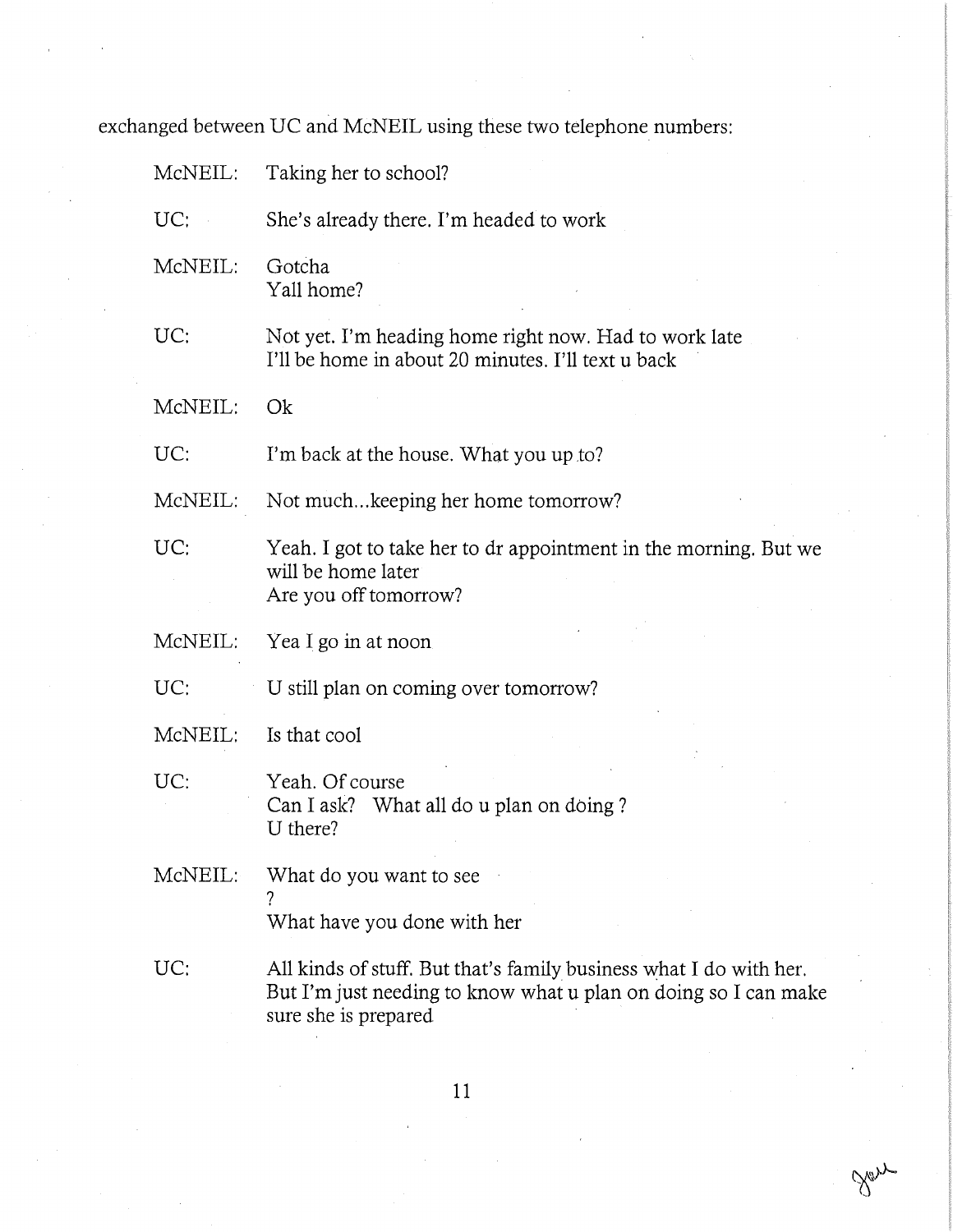exchanged between UC and McNEIL using these two telephone numbers:

McNEIL: Taking her to school?

UC: She's already there. I'm headed to work

McNEIL: Gotcha
Yall home?

UC: Not yet. I'm heading home right now. Had to work late
I'll be home in about 20 minutes. I'll text u back

McNEIL: Ok

UC: I'm back at the house. What you up to?

McNEIL: Not much...keeping her home tomorrow?

UC: Yeah. I got to take her to dr appointment in the morning. But we will be home later
Are you off tomorrow?

McNEIL: Yea I go in at noon

UC: U still plan on coming over tomorrow?

McNEIL: Is that cool

UC: Yeah. Of course
Can I ask? What all do u plan on doing ?
U there?

McNEIL: What do you want to see
?
What have you done with her

UC: All kinds of stuff. But that's family business what I do with her. But I'm just needing to know what u plan on doing so I can make sure she is prepared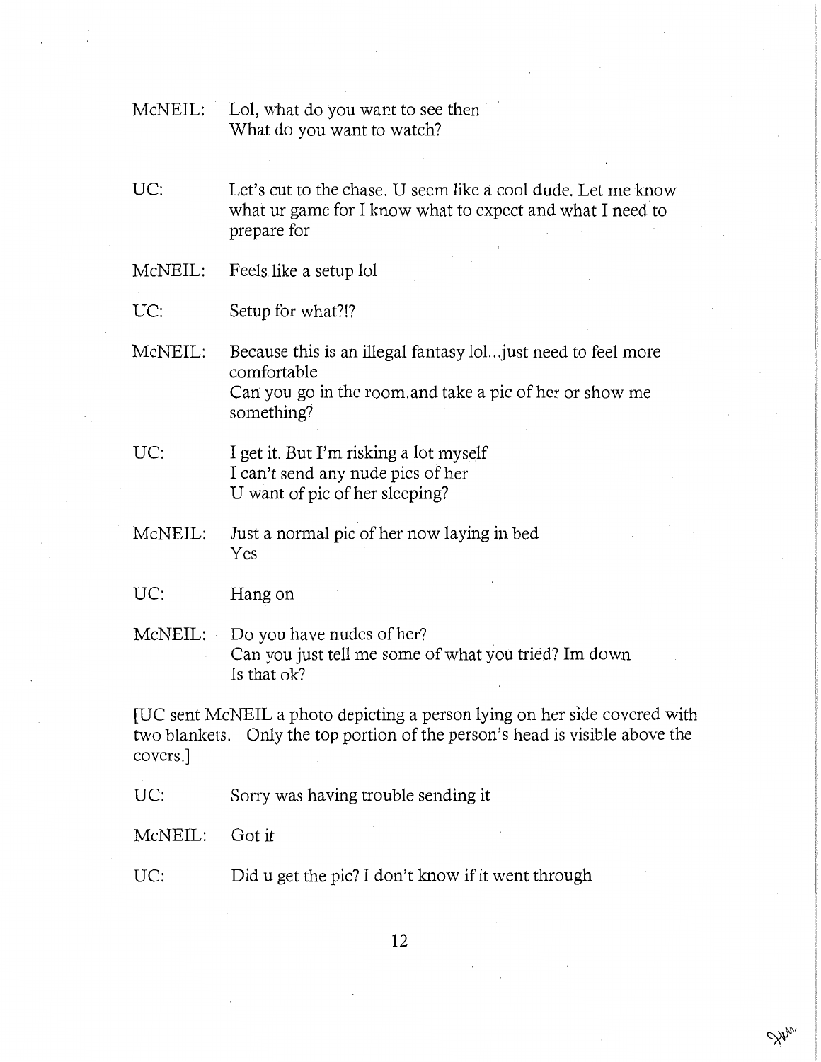McNEIL: Lol, what do you want to see then
What do you want to watch?

UC: Let's cut to the chase. U seem like a cool dude. Let me know what ur game for I know what to expect and what I need to prepare for

McNEIL: Feels like a setup lol

UC: Setup for what?!?

McNEIL: Because this is an illegal fantasy lol...just need to feel more comfortable
Can you go in the room.and take a pic of her or show me something?

UC: I get it. But I'm risking a lot myself
I can't send any nude pics of her
U want of pic of her sleeping?

McNEIL: Just a normal pic of her now laying in bed
Yes

UC: Hang on

McNEIL: Do you have nudes of her?
Can you just tell me some of what you tried? Im down
Is that ok?

[UC sent McNEIL a photo depicting a person lying on her side covered with two blankets. Only the top portion of the person's head is visible above the covers.]

UC: Sorry was having trouble sending it

McNEIL: Got it

UC: Did u get the pic? I don't know if it went through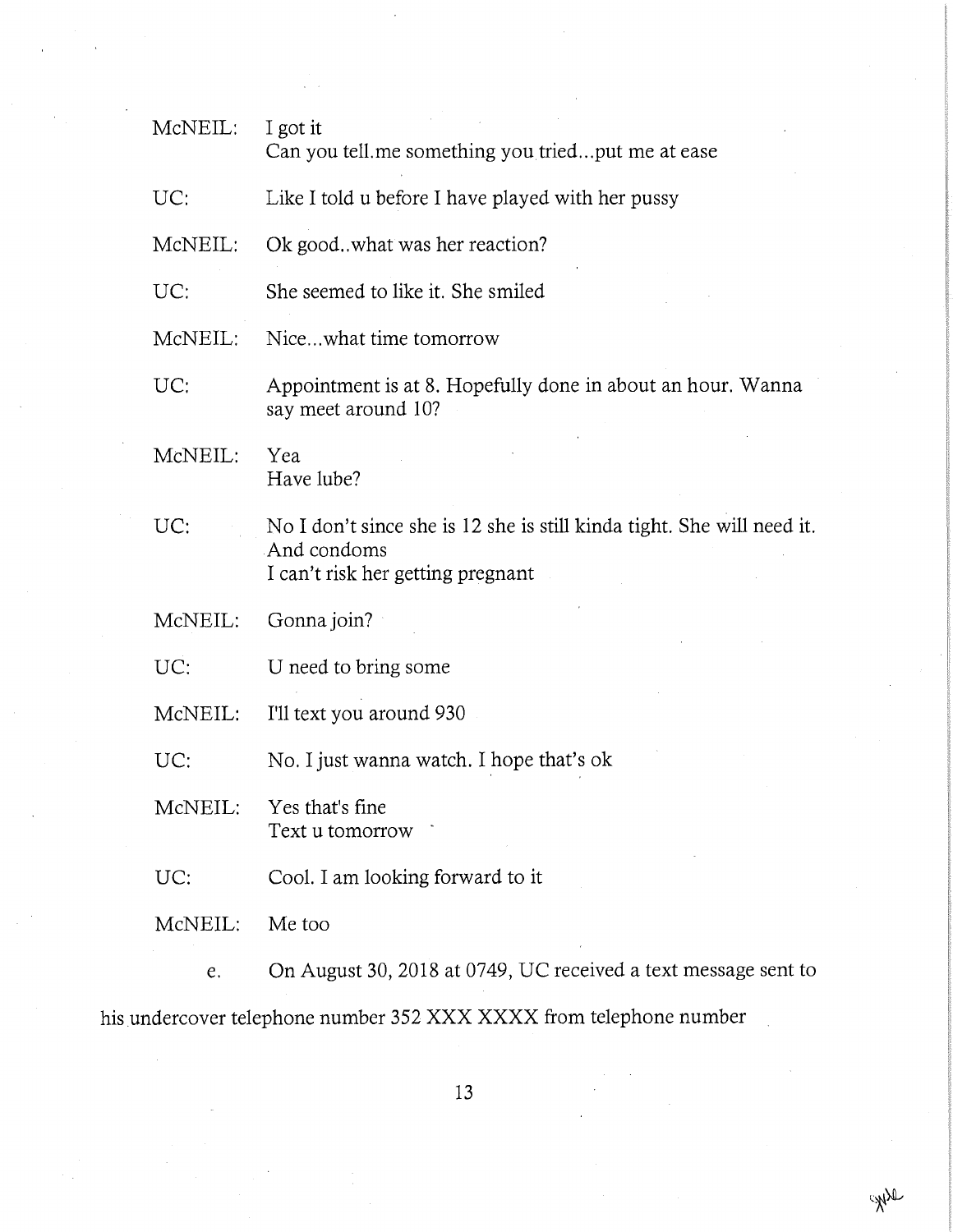McNEIL: I got it
Can you tell me something you tried...put me at ease

UC: Like I told u before I have played with her pussy

McNEIL: Ok good..what was her reaction?

UC: She seemed to like it. She smiled

McNEIL: Nice...what time tomorrow

UC: Appointment is at 8. Hopefully done in about an hour. Wanna say meet around 10?

McNEIL: Yea
Have lube?

UC: No I don't since she is 12 she is still kinda tight. She will need it.
And condoms
I can't risk her getting pregnant

McNEIL: Gonna join?

UC: U need to bring some

McNEIL: I'll text you around 930

UC: No. I just wanna watch. I hope that's ok

McNEIL: Yes that's fine
Text u tomorrow

UC: Cool. I am looking forward to it

McNEIL: Me too

e. On August 30, 2018 at 0749, UC received a text message sent to his undercover telephone number 352 XXX XXXX from telephone number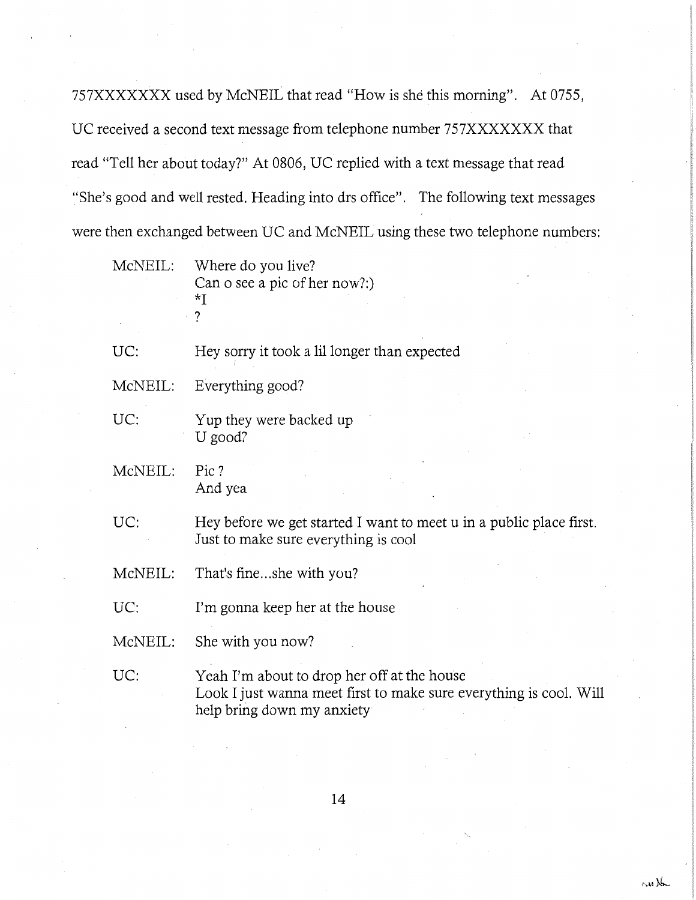757XXXXXXX used by McNEIL that read "How is she this morning". At 0755, UC received a second text message from telephone number 757XXXXXXX that read "Tell her about today?" At 0806, UC replied with a text message that read "She's good and well rested. Heading into drs office". The following text messages were then exchanged between UC and McNEIL using these two telephone numbers:

| | |
|---|---|
| McNEIL: | Where do you live?<br>Can o see a pic of her now?:)<br>*I<br>? |
| UC: | Hey sorry it took a lil longer than expected |
| McNEIL: | Everything good? |
| UC: | Yup they were backed up<br>U good? |
| McNEIL: | Pic ?<br>And yea |
| UC: | Hey before we get started I want to meet u in a public place first. Just to make sure everything is cool |
| McNEIL: | That's fine...she with you? |
| UC: | I'm gonna keep her at the house |
| McNEIL: | She with you now? |
| UC: | Yeah I'm about to drop her off at the house<br>Look I just wanna meet first to make sure everything is cool. Will help bring down my anxiety |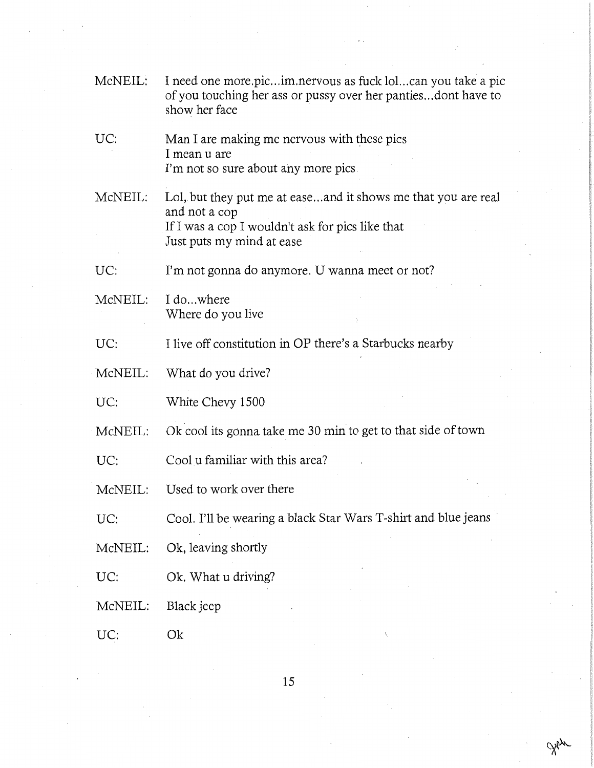McNEIL: I need one more.pic...im.nervous as fuck lol...can you take a pic of you touching her ass or pussy over her panties...dont have to show her face

UC: Man I are making me nervous with these pics
I mean u are
I'm not so sure about any more pics

McNEIL: Lol, but they put me at ease...and it shows me that you are real and not a cop
If I was a cop I wouldn't ask for pics like that
Just puts my mind at ease

UC: I'm not gonna do anymore. U wanna meet or not?

McNEIL: I do...where
Where do you live

UC: I live off constitution in OP there's a Starbucks nearby

McNEIL: What do you drive?

UC: White Chevy 1500

McNEIL: Ok cool its gonna take me 30 min to get to that side of town

UC: Cool u familiar with this area?

McNEIL: Used to work over there

UC: Cool. I'll be wearing a black Star Wars T-shirt and blue jeans

McNEIL: Ok, leaving shortly

UC: Ok. What u driving?

McNEIL: Black jeep

UC: Ok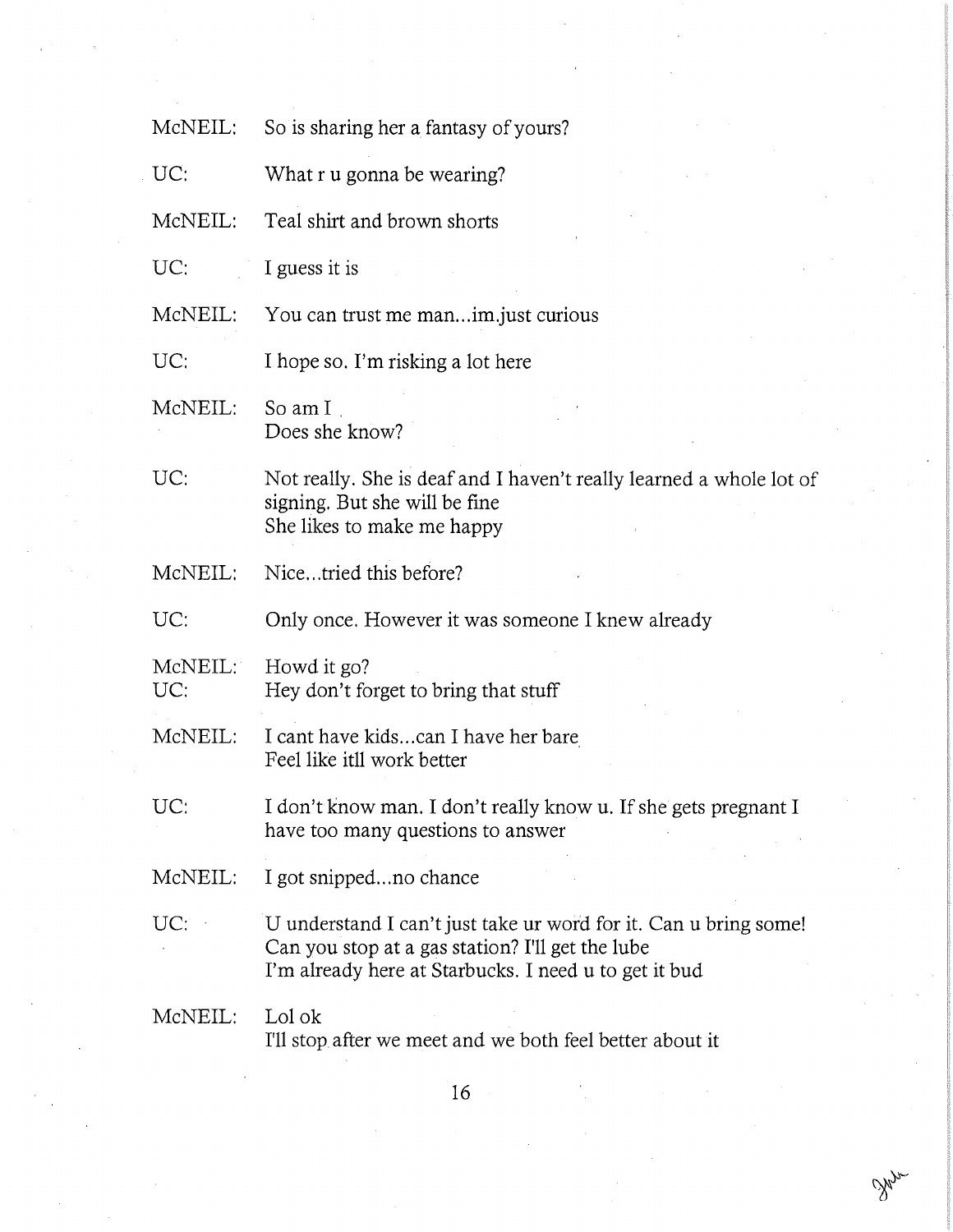**McNEIL:** So is sharing her a fantasy of yours?

**UC:** What r u gonna be wearing?

**McNEIL:** Teal shirt and brown shorts

**UC:** I guess it is

**McNEIL:** You can trust me man...im.just curious

**UC:** I hope so. I'm risking a lot here

**McNEIL:** So am I
Does she know?

**UC:** Not really. She is deaf and I haven't really learned a whole lot of signing. But she will be fine
She likes to make me happy

**McNEIL:** Nice...tried this before?

**UC:** Only once. However it was someone I knew already

**McNEIL:** Howd it go?

**UC:** Hey don't forget to bring that stuff

**McNEIL:** I cant have kids...can I have her bare
Feel like itll work better

**UC:** I don't know man. I don't really know u. If she gets pregnant I have too many questions to answer

**McNEIL:** I got snipped...no chance

**UC:** U understand I can't just take ur word for it. Can u bring some!
Can you stop at a gas station? I'll get the lube
I'm already here at Starbucks. I need u to get it bud

**McNEIL:** Lol ok
I'll stop after we meet and we both feel better about it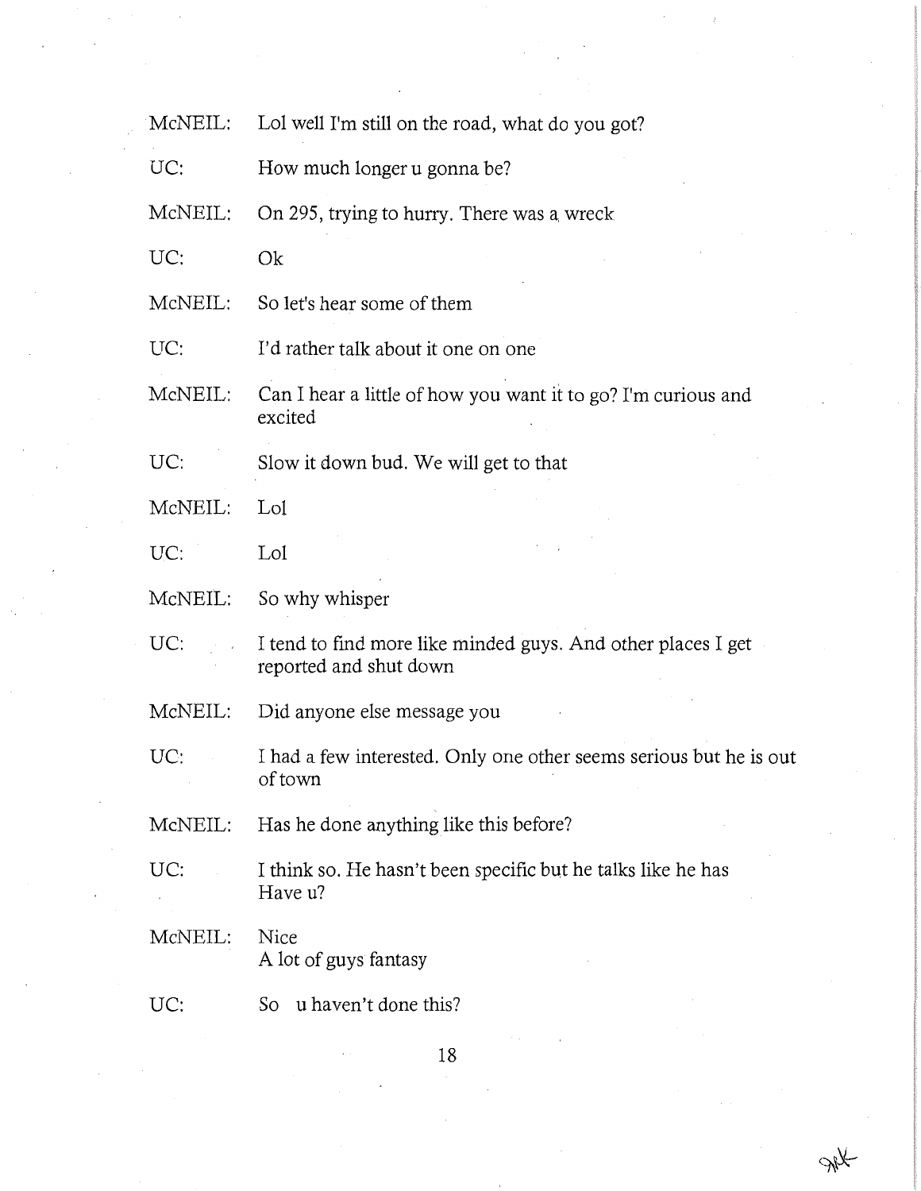McNEIL: Lol well I'm still on the road, what do you got?

UC: How much longer u gonna be?

McNEIL: On 295, trying to hurry. There was a wreck

UC: Ok

McNEIL: So let's hear some of them

UC: I'd rather talk about it one on one

McNEIL: Can I hear a little of how you want it to go? I'm curious and excited

UC: Slow it down bud. We will get to that

McNEIL: Lol

UC: Lol

McNEIL: So why whisper

UC: I tend to find more like minded guys. And other places I get reported and shut down

McNEIL: Did anyone else message you

UC: I had a few interested. Only one other seems serious but he is out of town

McNEIL: Has he done anything like this before?

UC: I think so. He hasn't been specific but he talks like he has
Have u?

McNEIL: Nice
A lot of guys fantasy

UC: So u haven't done this?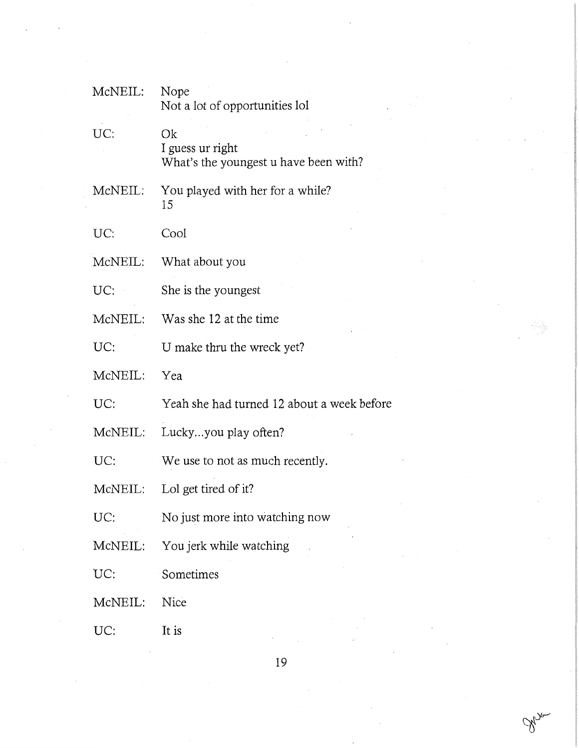| | |
|---|---|
| McNEIL: | Nope<br>Not a lot of opportunities lol |
| UC: | Ok<br>I guess ur right<br>What's the youngest u have been with? |
| McNEIL: | You played with her for a while?<br>15 |
| UC: | Cool |
| McNEIL: | What about you |
| UC: | She is the youngest |
| McNEIL: | Was she 12 at the time |
| UC: | U make thru the wreck yet? |
| McNEIL: | Yea |
| UC: | Yeah she had turned 12 about a week before |
| McNEIL: | Lucky...you play often? |
| UC: | We use to not as much recently. |
| McNEIL: | Lol get tired of it? |
| UC: | No just more into watching now |
| McNEIL: | You jerk while watching |
| UC: | Sometimes |
| McNEIL: | Nice |
| UC: | It is |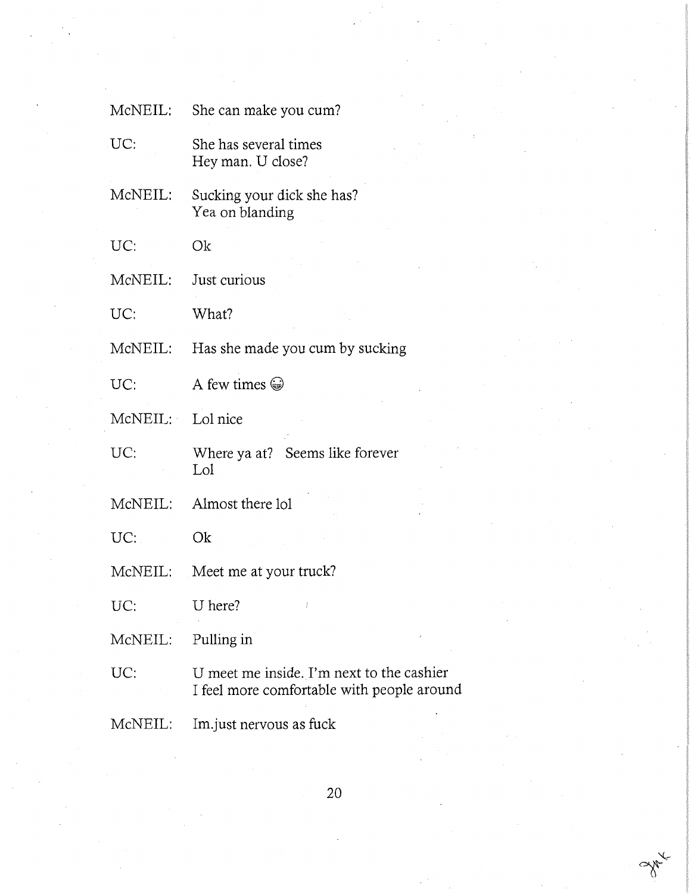**McNEIL:** She can make you cum?

**UC:** She has several times
Hey man. U close?

**McNEIL:** Sucking your dick she has?
Yea on blanding

**UC:** Ok

**McNEIL:** Just curious

**UC:** What?

**McNEIL:** Has she made you cum by sucking

**UC:** A few times 😁

**McNEIL:** Lol nice

**UC:** Where ya at? Seems like forever
Lol

**McNEIL:** Almost there lol

**UC:** Ok

**McNEIL:** Meet me at your truck?

**UC:** U here?

**McNEIL:** Pulling in

**UC:** U meet me inside. I'm next to the cashier
I feel more comfortable with people around

**McNEIL:** Im.just nervous as fuck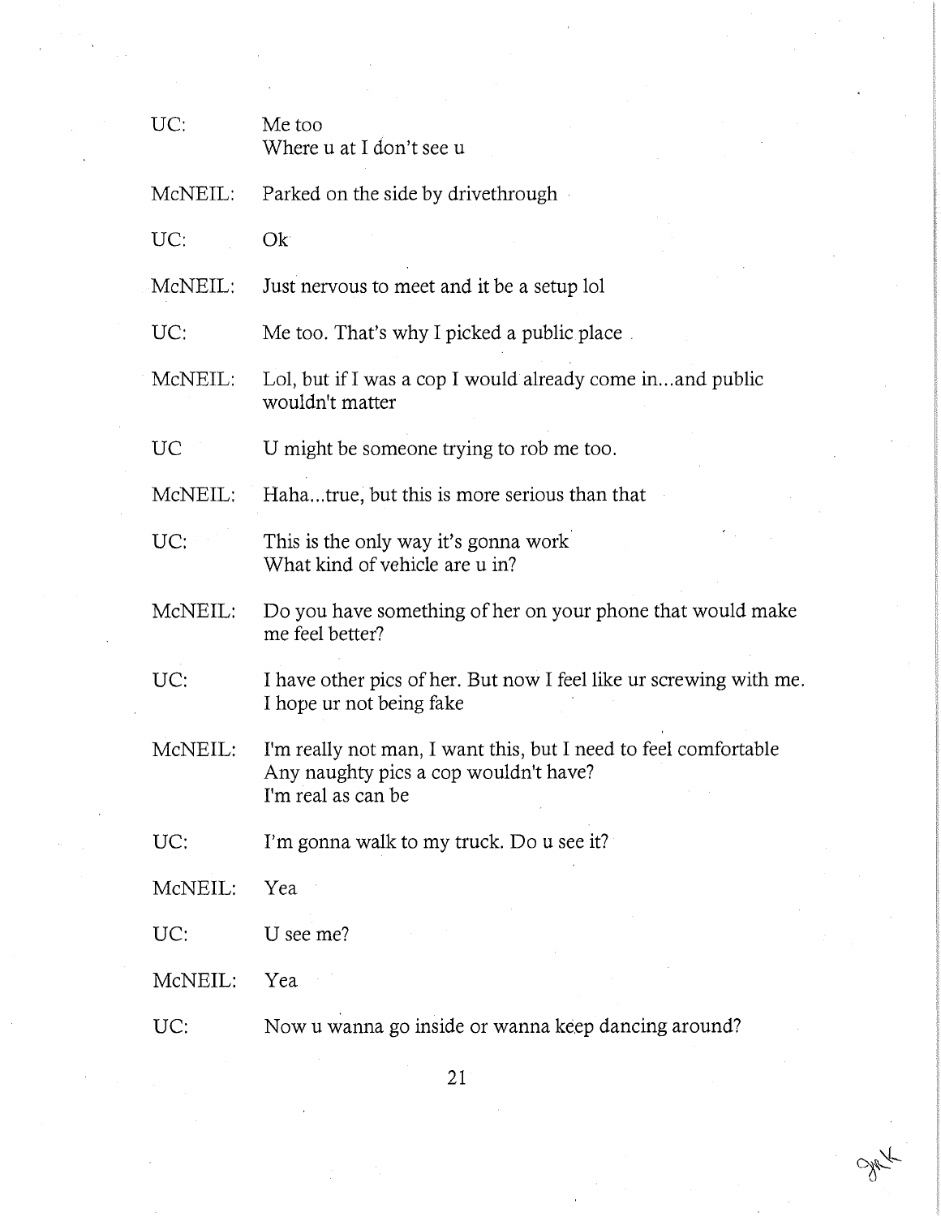| | |
|---|---|
| UC: | Me too<br>Where u at I don't see u |
| McNEIL: | Parked on the side by drivethrough |
| UC: | Ok |
| McNEIL: | Just nervous to meet and it be a setup lol |
| UC: | Me too. That's why I picked a public place |
| McNEIL: | Lol, but if I was a cop I would already come in...and public wouldn't matter |
| UC | U might be someone trying to rob me too. |
| McNEIL: | Haha...true, but this is more serious than that |
| UC: | This is the only way it's gonna work<br>What kind of vehicle are u in? |
| McNEIL: | Do you have something of her on your phone that would make me feel better? |
| UC: | I have other pics of her. But now I feel like ur screwing with me. I hope ur not being fake |
| McNEIL: | I'm really not man, I want this, but I need to feel comfortable<br>Any naughty pics a cop wouldn't have?<br>I'm real as can be |
| UC: | I'm gonna walk to my truck. Do u see it? |
| McNEIL: | Yea |
| UC: | U see me? |
| McNEIL: | Yea |
| UC: | Now u wanna go inside or wanna keep dancing around? |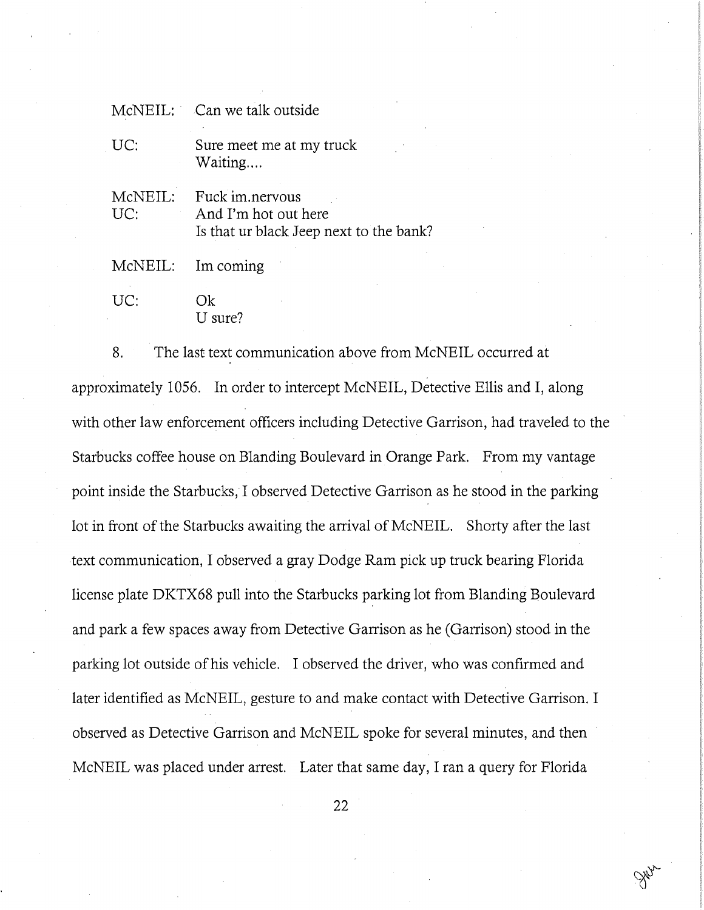| | |
|---|---|
| McNEIL: | Can we talk outside |
| UC: | Sure meet me at my truck<br>Waiting.... |
| McNEIL: | Fuck im.nervous |
| UC: | And I'm hot out here<br>Is that ur black Jeep next to the bank? |
| McNEIL: | Im coming |
| UC: | Ok<br>U sure? |

8. The last text communication above from McNEIL occurred at approximately 1056. In order to intercept McNEIL, Detective Ellis and I, along with other law enforcement officers including Detective Garrison, had traveled to the Starbucks coffee house on Blanding Boulevard in Orange Park. From my vantage point inside the Starbucks, I observed Detective Garrison as he stood in the parking lot in front of the Starbucks awaiting the arrival of McNEIL. Shorty after the last text communication, I observed a gray Dodge Ram pick up truck bearing Florida license plate DKTX68 pull into the Starbucks parking lot from Blanding Boulevard and park a few spaces away from Detective Garrison as he (Garrison) stood in the parking lot outside of his vehicle. I observed the driver, who was confirmed and later identified as McNEIL, gesture to and make contact with Detective Garrison. I observed as Detective Garrison and McNEIL spoke for several minutes, and then McNEIL was placed under arrest. Later that same day, I ran a query for Florida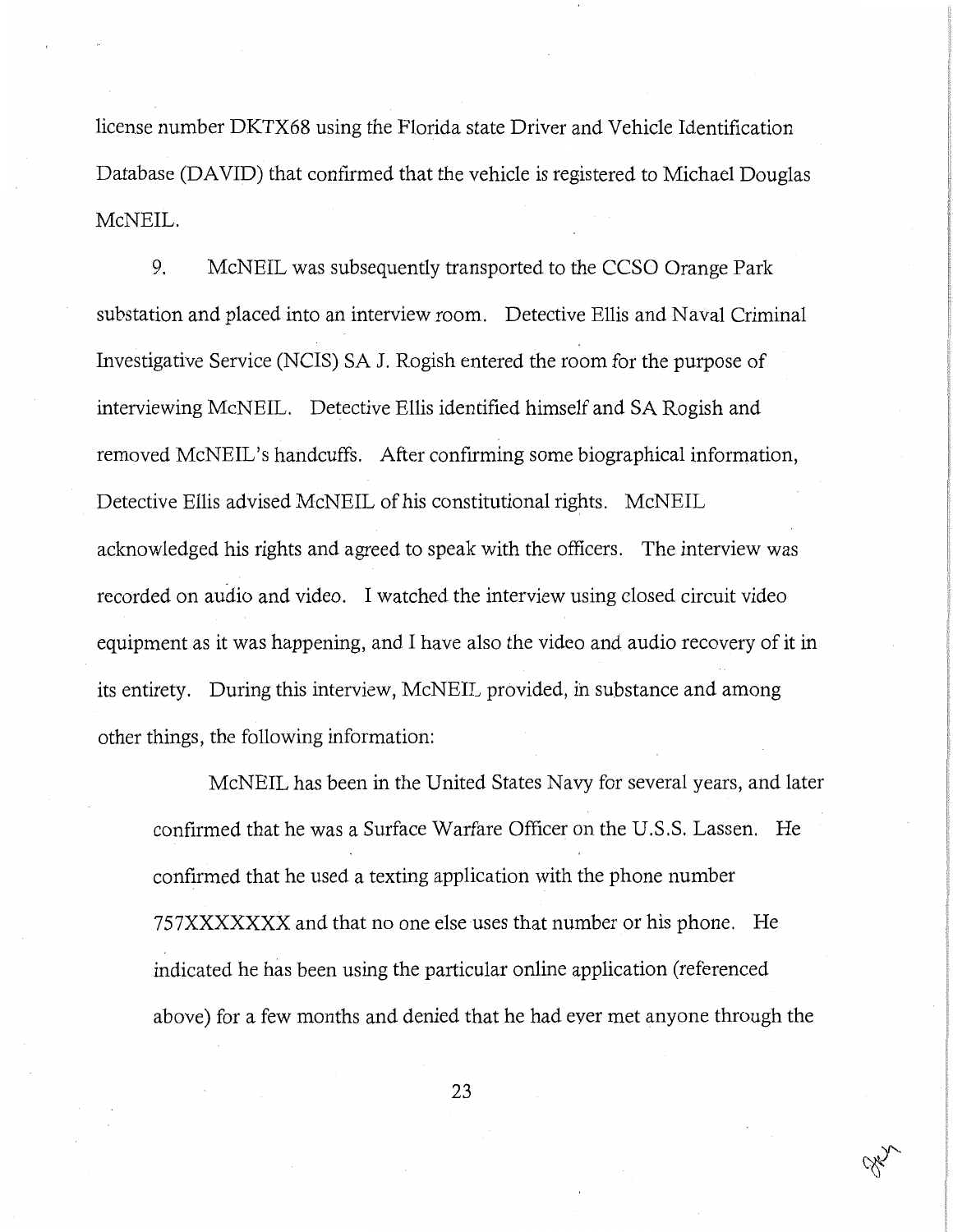license number DKTX68 using the Florida state Driver and Vehicle Identification Database (DAVID) that confirmed that the vehicle is registered to Michael Douglas McNEIL.

9. McNEIL was subsequently transported to the CCSO Orange Park substation and placed into an interview room. Detective Ellis and Naval Criminal Investigative Service (NCIS) SA J. Rogish entered the room for the purpose of interviewing McNEIL. Detective Ellis identified himself and SA Rogish and removed McNEIL's handcuffs. After confirming some biographical information, Detective Ellis advised McNEIL of his constitutional rights. McNEIL acknowledged his rights and agreed to speak with the officers. The interview was recorded on audio and video. I watched the interview using closed circuit video equipment as it was happening, and I have also the video and audio recovery of it in its entirety. During this interview, McNEIL provided, in substance and among other things, the following information:

> McNEIL has been in the United States Navy for several years, and later confirmed that he was a Surface Warfare Officer on the U.S.S. Lassen. He confirmed that he used a texting application with the phone number 757XXXXXXX and that no one else uses that number or his phone. He indicated he has been using the particular online application (referenced above) for a few months and denied that he had ever met anyone through the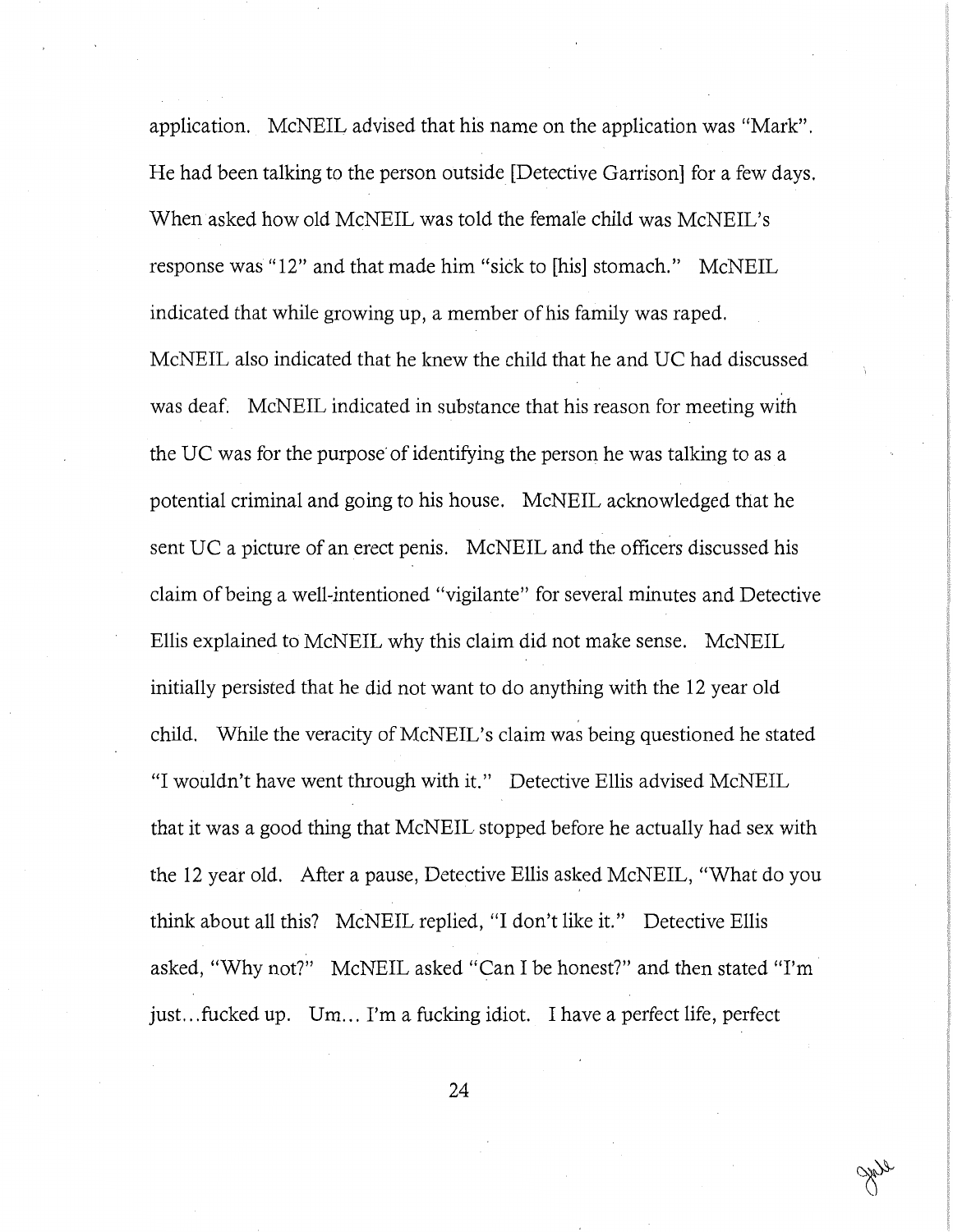application. McNEIL advised that his name on the application was "Mark". He had been talking to the person outside [Detective Garrison] for a few days. When asked how old McNEIL was told the female child was McNEIL's response was "12" and that made him "sick to [his] stomach." McNEIL indicated that while growing up, a member of his family was raped. McNEIL also indicated that he knew the child that he and UC had discussed was deaf. McNEIL indicated in substance that his reason for meeting with the UC was for the purpose of identifying the person he was talking to as a potential criminal and going to his house. McNEIL acknowledged that he sent UC a picture of an erect penis. McNEIL and the officers discussed his claim of being a well-intentioned "vigilante" for several minutes and Detective Ellis explained to McNEIL why this claim did not make sense. McNEIL initially persisted that he did not want to do anything with the 12 year old child. While the veracity of McNEIL's claim was being questioned he stated "I wouldn't have went through with it." Detective Ellis advised McNEIL that it was a good thing that McNEIL stopped before he actually had sex with the 12 year old. After a pause, Detective Ellis asked McNEIL, "What do you think about all this? McNEIL replied, "I don't like it." Detective Ellis asked, "Why not?" McNEIL asked "Can I be honest?" and then stated "I'm just...fucked up. Um... I'm a fucking idiot. I have a perfect life, perfect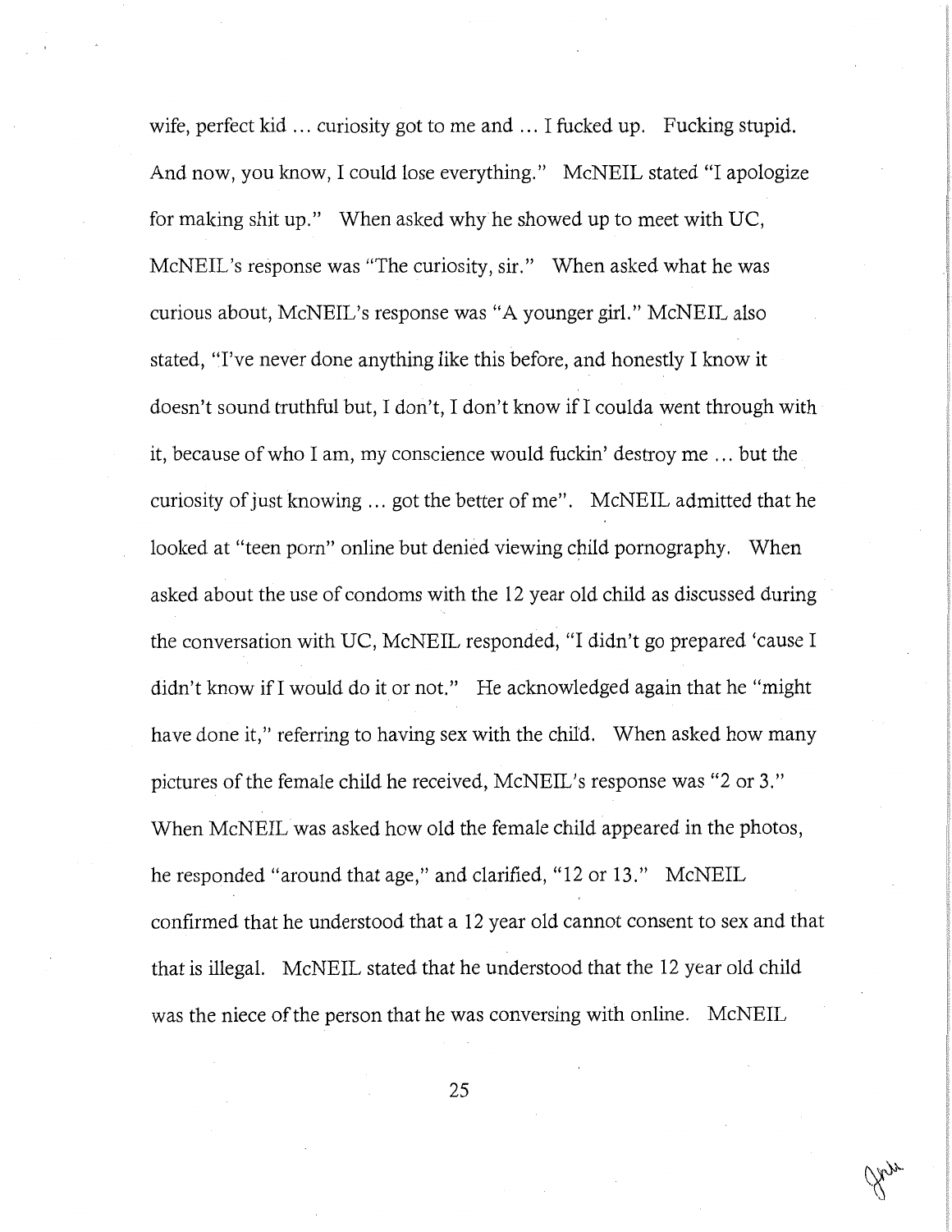wife, perfect kid … curiosity got to me and … I fucked up. Fucking stupid. And now, you know, I could lose everything." McNEIL stated "I apologize for making shit up." When asked why he showed up to meet with UC, McNEIL's response was "The curiosity, sir." When asked what he was curious about, McNEIL's response was "A younger girl." McNEIL also stated, "I've never done anything like this before, and honestly I know it doesn't sound truthful but, I don't, I don't know if I coulda went through with it, because of who I am, my conscience would fuckin' destroy me … but the curiosity of just knowing … got the better of me". McNEIL admitted that he looked at "teen porn" online but denied viewing child pornography. When asked about the use of condoms with the 12 year old child as discussed during the conversation with UC, McNEIL responded, "I didn't go prepared 'cause I didn't know if I would do it or not." He acknowledged again that he "might have done it," referring to having sex with the child. When asked how many pictures of the female child he received, McNEIL's response was "2 or 3." When McNEIL was asked how old the female child appeared in the photos, he responded "around that age," and clarified, "12 or 13." McNEIL confirmed that he understood that a 12 year old cannot consent to sex and that that is illegal. McNEIL stated that he understood that the 12 year old child was the niece of the person that he was conversing with online. McNEIL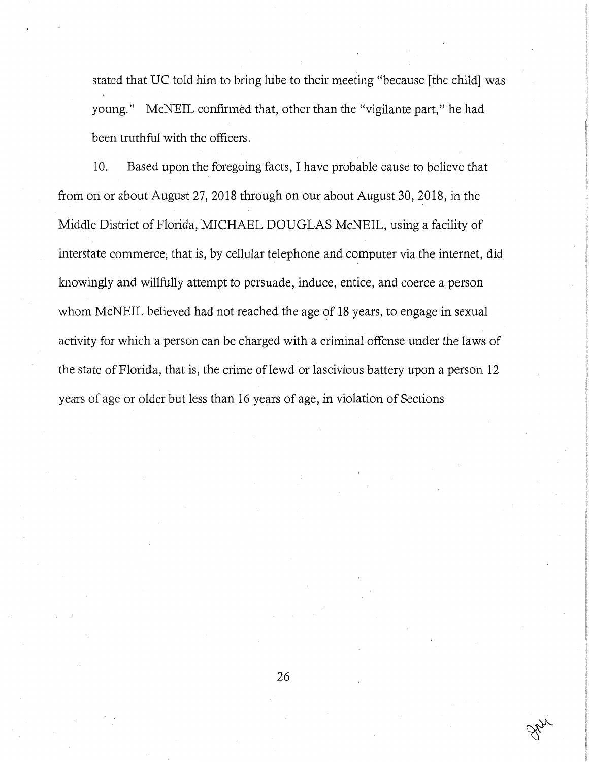stated that UC told him to bring lube to their meeting "because [the child] was young." McNEIL confirmed that, other than the "vigilante part," he had been truthful with the officers.

10. Based upon the foregoing facts, I have probable cause to believe that from on or about August 27, 2018 through on our about August 30, 2018, in the Middle District of Florida, MICHAEL DOUGLAS McNEIL, using a facility of interstate commerce, that is, by cellular telephone and computer via the internet, did knowingly and willfully attempt to persuade, induce, entice, and coerce a person whom McNEIL believed had not reached the age of 18 years, to engage in sexual activity for which a person can be charged with a criminal offense under the laws of the state of Florida, that is, the crime of lewd or lascivious battery upon a person 12 years of age or older but less than 16 years of age, in violation of Sections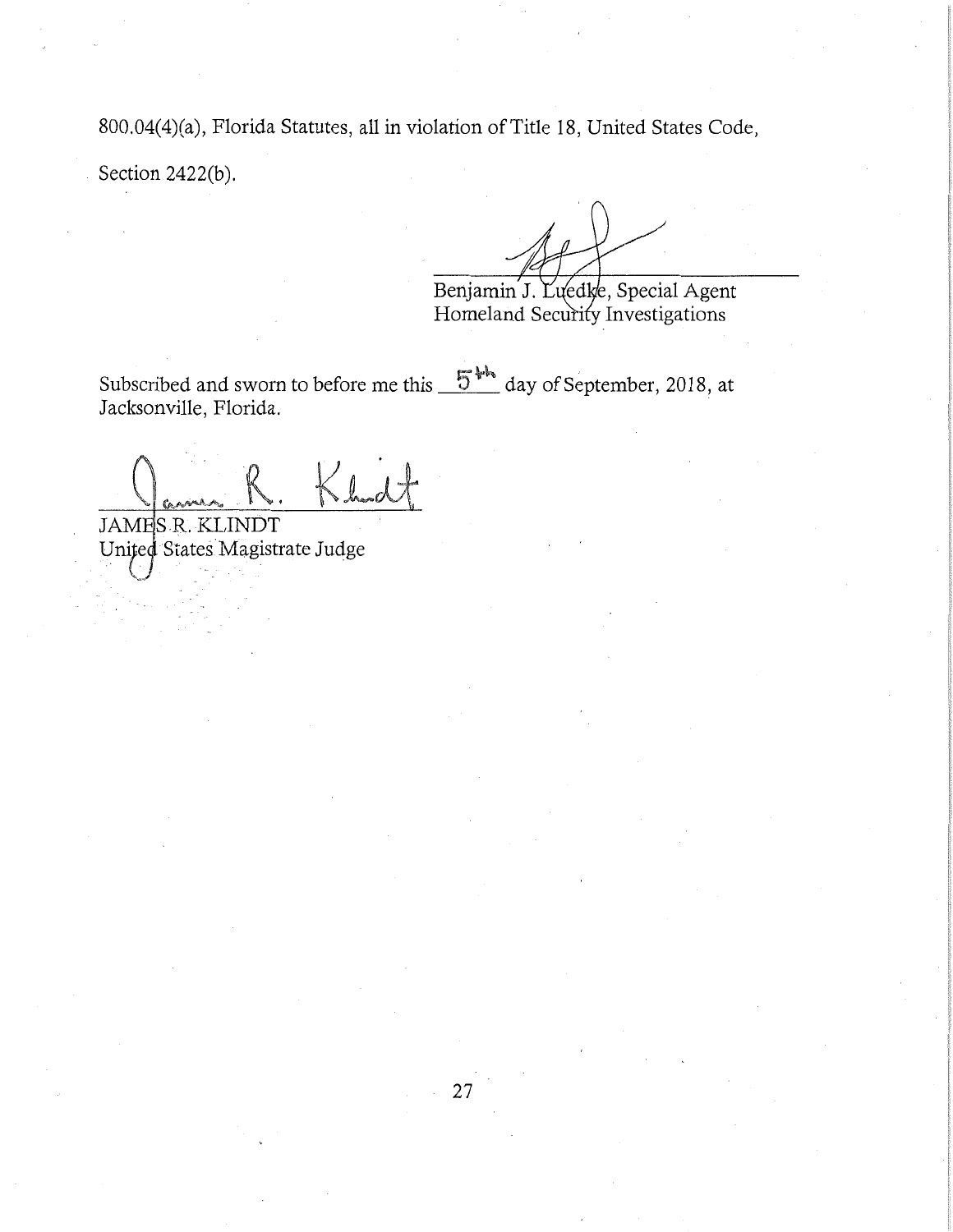800.04(4)(a), Florida Statutes, all in violation of Title 18, United States Code, Section 2422(b).

Benjamin J. Luedke, Special Agent
Homeland Security Investigations

Subscribed and sworn to before me this 5th day of September, 2018, at Jacksonville, Florida.

JAMES R. KLINDT
United States Magistrate Judge